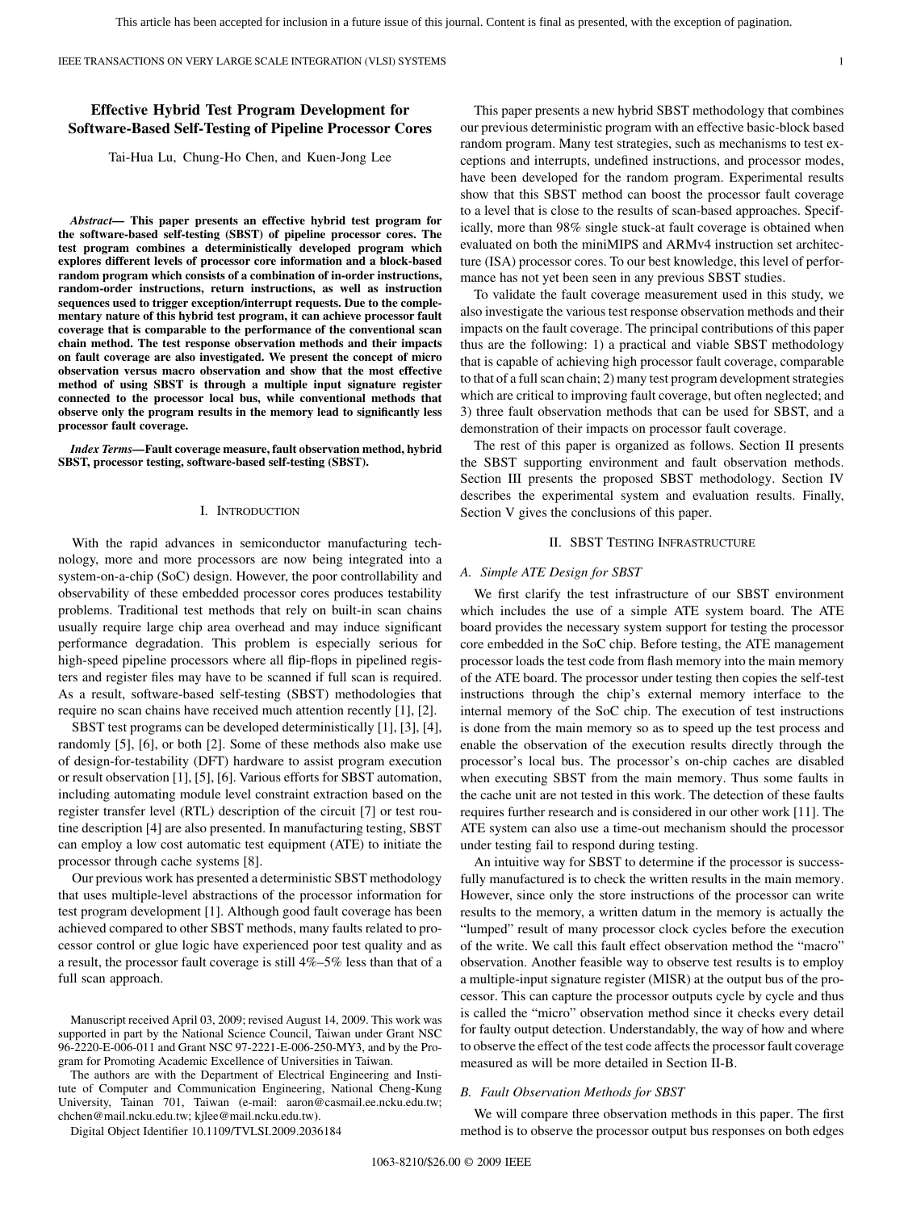# Effective Hybrid Test Program Development for Software-Based Self-Testing of Pipeline Processor Cores

Tai-Hua Lu, Chung-Ho Chen, and Kuen-Jong Lee

***Abstract*— This paper presents an effective hybrid test program for the software-based self-testing (SBST) of pipeline processor cores. The test program combines a deterministically developed program which explores different levels of processor core information and a block-based random program which consists of a combination of in-order instructions, random-order instructions, return instructions, as well as instruction sequences used to trigger exception/interrupt requests. Due to the complementary nature of this hybrid test program, it can achieve processor fault coverage that is comparable to the performance of the conventional scan chain method. The test response observation methods and their impacts on fault coverage are also investigated. We present the concept of micro observation versus macro observation and show that the most effective method of using SBST is through a multiple input signature register connected to the processor local bus, while conventional methods that observe only the program results in the memory lead to significantly less processor fault coverage.**

***Index Terms*—Fault coverage measure, fault observation method, hybrid SBST, processor testing, software-based self-testing (SBST).**

## I. Introduction

With the rapid advances in semiconductor manufacturing technology, more and more processors are now being integrated into a system-on-a-chip (SoC) design. However, the poor controllability and observability of these embedded processor cores produces testability problems. Traditional test methods that rely on built-in scan chains usually require large chip area overhead and may induce significant performance degradation. This problem is especially serious for high-speed pipeline processors where all flip-flops in pipelined registers and register files may have to be scanned if full scan is required. As a result, software-based self-testing (SBST) methodologies that require no scan chains have received much attention recently [1], [2].

SBST test programs can be developed deterministically [1], [3], [4], randomly [5], [6], or both [2]. Some of these methods also make use of design-for-testability (DFT) hardware to assist program execution or result observation [1], [5], [6]. Various efforts for SBST automation, including automating module level constraint extraction based on the register transfer level (RTL) description of the circuit [7] or test routine description [4] are also presented. In manufacturing testing, SBST can employ a low cost automatic test equipment (ATE) to initiate the processor through cache systems [8].

Our previous work has presented a deterministic SBST methodology that uses multiple-level abstractions of the processor information for test program development [1]. Although good fault coverage has been achieved compared to other SBST methods, many faults related to processor control or glue logic have experienced poor test quality and as a result, the processor fault coverage is still 4%–5% less than that of a full scan approach.

Manuscript received April 03, 2009; revised August 14, 2009. This work was supported in part by the National Science Council, Taiwan under Grant NSC 96-2220-E-006-011 and Grant NSC 97-2221-E-006-250-MY3, and by the Program for Promoting Academic Excellence of Universities in Taiwan.

The authors are with the Department of Electrical Engineering and Institute of Computer and Communication Engineering, National Cheng-Kung University, Tainan 701, Taiwan (e-mail: aaron@casmail.ee.ncku.edu.tw; chchen@mail.ncku.edu.tw; kjlee@mail.ncku.edu.tw).

Digital Object Identifier 10.1109/TVLSI.2009.2036184

This paper presents a new hybrid SBST methodology that combines our previous deterministic program with an effective basic-block based random program. Many test strategies, such as mechanisms to test exceptions and interrupts, undefined instructions, and processor modes, have been developed for the random program. Experimental results show that this SBST method can boost the processor fault coverage to a level that is close to the results of scan-based approaches. Specifically, more than 98% single stuck-at fault coverage is obtained when evaluated on both the miniMIPS and ARMv4 instruction set architecture (ISA) processor cores. To our best knowledge, this level of performance has not yet been seen in any previous SBST studies.

To validate the fault coverage measurement used in this study, we also investigate the various test response observation methods and their impacts on the fault coverage. The principal contributions of this paper thus are the following: 1) a practical and viable SBST methodology that is capable of achieving high processor fault coverage, comparable to that of a full scan chain; 2) many test program development strategies which are critical to improving fault coverage, but often neglected; and 3) three fault observation methods that can be used for SBST, and a demonstration of their impacts on processor fault coverage.

The rest of this paper is organized as follows. Section II presents the SBST supporting environment and fault observation methods. Section III presents the proposed SBST methodology. Section IV describes the experimental system and evaluation results. Finally, Section V gives the conclusions of this paper.

## II. SBST Testing Infrastructure

### *A. Simple ATE Design for SBST*

We first clarify the test infrastructure of our SBST environment which includes the use of a simple ATE system board. The ATE board provides the necessary system support for testing the processor core embedded in the SoC chip. Before testing, the ATE management processor loads the test code from flash memory into the main memory of the ATE board. The processor under testing then copies the self-test instructions through the chip's external memory interface to the internal memory of the SoC chip. The execution of test instructions is done from the main memory so as to speed up the test process and enable the observation of the execution results directly through the processor's local bus. The processor's on-chip caches are disabled when executing SBST from the main memory. Thus some faults in the cache unit are not tested in this work. The detection of these faults requires further research and is considered in our other work [11]. The ATE system can also use a time-out mechanism should the processor under testing fail to respond during testing.

An intuitive way for SBST to determine if the processor is successfully manufactured is to check the written results in the main memory. However, since only the store instructions of the processor can write results to the memory, a written datum in the memory is actually the "lumped" result of many processor clock cycles before the execution of the write. We call this fault effect observation method the "macro" observation. Another feasible way to observe test results is to employ a multiple-input signature register (MISR) at the output bus of the processor. This can capture the processor outputs cycle by cycle and thus is called the "micro" observation method since it checks every detail for faulty output detection. Understandably, the way of how and where to observe the effect of the test code affects the processor fault coverage measured as will be more detailed in Section II-B.

### *B. Fault Observation Methods for SBST*

We will compare three observation methods in this paper. The first method is to observe the processor output bus responses on both edges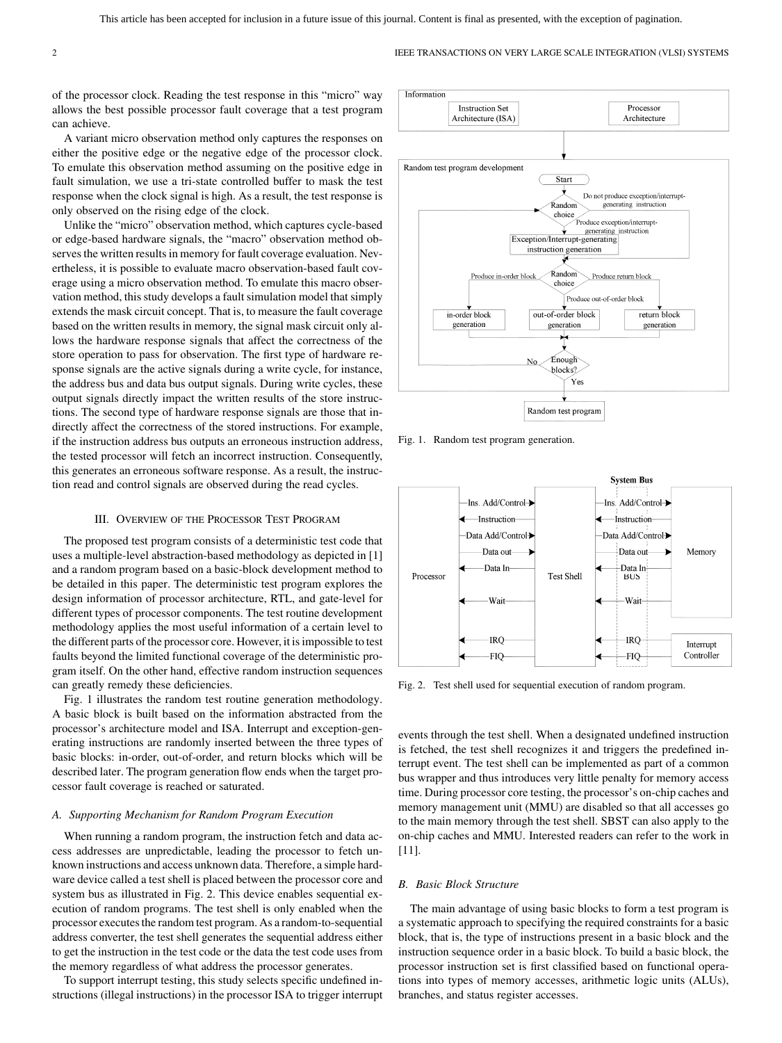of the processor clock. Reading the test response in this "micro" way allows the best possible processor fault coverage that a test program can achieve.

A variant micro observation method only captures the responses on either the positive edge or the negative edge of the processor clock. To emulate this observation method assuming on the positive edge in fault simulation, we use a tri-state controlled buffer to mask the test response when the clock signal is high. As a result, the test response is only observed on the rising edge of the clock.

Unlike the "micro" observation method, which captures cycle-based or edge-based hardware signals, the "macro" observation method observes the written results in memory for fault coverage evaluation. Nevertheless, it is possible to evaluate macro observation-based fault coverage using a micro observation method. To emulate this macro observation method, this study develops a fault simulation model that simply extends the mask circuit concept. That is, to measure the fault coverage based on the written results in memory, the signal mask circuit only allows the hardware response signals that affect the correctness of the store operation to pass for observation. The first type of hardware response signals are the active signals during a write cycle, for instance, the address bus and data bus output signals. During write cycles, these output signals directly impact the written results of the store instructions. The second type of hardware response signals are those that indirectly affect the correctness of the stored instructions. For example, if the instruction address bus outputs an erroneous instruction address, the tested processor will fetch an incorrect instruction. Consequently, this generates an erroneous software response. As a result, the instruction read and control signals are observed during the read cycles.

## III. Overview of the Processor Test Program

The proposed test program consists of a deterministic test code that uses a multiple-level abstraction-based methodology as depicted in [1] and a random program based on a basic-block development method to be detailed in this paper. The deterministic test program explores the design information of processor architecture, RTL, and gate-level for different types of processor components. The test routine development methodology applies the most useful information of a certain level to the different parts of the processor core. However, it is impossible to test faults beyond the limited functional coverage of the deterministic program itself. On the other hand, effective random instruction sequences can greatly remedy these deficiencies.

Fig. 1 illustrates the random test routine generation methodology. A basic block is built based on the information abstracted from the processor's architecture model and ISA. Interrupt and exception-generating instructions are randomly inserted between the three types of basic blocks: in-order, out-of-order, and return blocks which will be described later. The program generation flow ends when the target processor fault coverage is reached or saturated.

Fig. 1. Random test program generation.

### A. Supporting Mechanism for Random Program Execution

When running a random program, the instruction fetch and data access addresses are unpredictable, leading the processor to fetch unknown instructions and access unknown data. Therefore, a simple hardware device called a test shell is placed between the processor core and system bus as illustrated in Fig. 2. This device enables sequential execution of random programs. The test shell is only enabled when the processor executes the random test program. As a random-to-sequential address converter, the test shell generates the sequential address either to get the instruction in the test code or the data the test code uses from the memory regardless of what address the processor generates.

Fig. 2. Test shell used for sequential execution of random program.

To support interrupt testing, this study selects specific undefined instructions (illegal instructions) in the processor ISA to trigger interrupt events through the test shell. When a designated undefined instruction is fetched, the test shell recognizes it and triggers the predefined interrupt event. The test shell can be implemented as part of a common bus wrapper and thus introduces very little penalty for memory access time. During processor core testing, the processor's on-chip caches and memory management unit (MMU) are disabled so that all accesses go to the main memory through the test shell. SBST can also apply to the on-chip caches and MMU. Interested readers can refer to the work in [11].

### B. Basic Block Structure

The main advantage of using basic blocks to form a test program is a systematic approach to specifying the required constraints for a basic block, that is, the type of instructions present in a basic block and the instruction sequence order in a basic block. To build a basic block, the processor instruction set is first classified based on functional operations into types of memory accesses, arithmetic logic units (ALUs), branches, and status register accesses.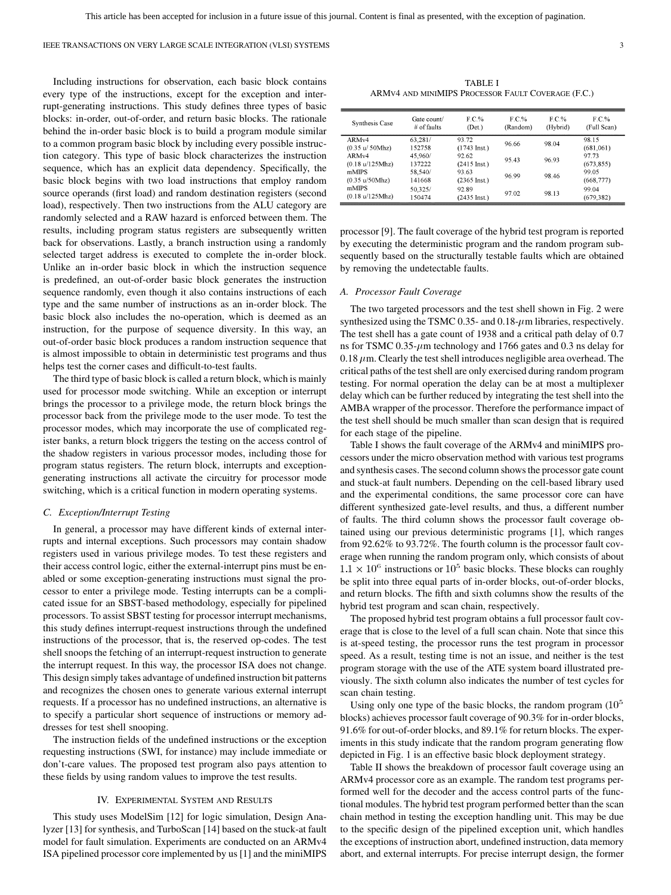Including instructions for observation, each basic block contains every type of the instructions, except for the exception and interrupt-generating instructions. This study defines three types of basic blocks: in-order, out-of-order, and return basic blocks. The rationale behind the in-order basic block is to build a program module similar to a common program basic block by including every possible instruction category. This type of basic block characterizes the instruction sequence, which has an explicit data dependency. Specifically, the basic block begins with two load instructions that employ random source operands (first load) and random destination registers (second load), respectively. Then two instructions from the ALU category are randomly selected and a RAW hazard is enforced between them. The results, including program status registers are subsequently written back for observations. Lastly, a branch instruction using a randomly selected target address is executed to complete the in-order block. Unlike an in-order basic block in which the instruction sequence is predefined, an out-of-order basic block generates the instruction sequence randomly, even though it also contains instructions of each type and the same number of instructions as an in-order block. The basic block also includes the no-operation, which is deemed as an instruction, for the purpose of sequence diversity. In this way, an out-of-order basic block produces a random instruction sequence that is almost impossible to obtain in deterministic test programs and thus helps test the corner cases and difficult-to-test faults.

The third type of basic block is called a return block, which is mainly used for processor mode switching. While an exception or interrupt brings the processor to a privilege mode, the return block brings the processor back from the privilege mode to the user mode. To test the processor modes, which may incorporate the use of complicated register banks, a return block triggers the testing on the access control of the shadow registers in various processor modes, including those for program status registers. The return block, interrupts and exception-generating instructions all activate the circuitry for processor mode switching, which is a critical function in modern operating systems.

### C. Exception/Interrupt Testing

In general, a processor may have different kinds of external interrupts and internal exceptions. Such processors may contain shadow registers used in various privilege modes. To test these registers and their access control logic, either the external-interrupt pins must be enabled or some exception-generating instructions must signal the processor to enter a privilege mode. Testing interrupts can be a complicated issue for an SBST-based methodology, especially for pipelined processors. To assist SBST testing for processor interrupt mechanisms, this study defines interrupt-request instructions through the undefined instructions of the processor, that is, the reserved op-codes. The test shell snoops the fetching of an interrupt-request instruction to generate the interrupt request. In this way, the processor ISA does not change. This design simply takes advantage of undefined instruction bit patterns and recognizes the chosen ones to generate various external interrupt requests. If a processor has no undefined instructions, an alternative is to specify a particular short sequence of instructions or memory addresses for test shell snooping.

The instruction fields of the undefined instructions or the exception requesting instructions (SWI, for instance) may include immediate or don't-care values. The proposed test program also pays attention to these fields by using random values to improve the test results.

## IV. Experimental System and Results

This study uses ModelSim [12] for logic simulation, Design Analyzer [13] for synthesis, and TurboScan [14] based on the stuck-at fault model for fault simulation. Experiments are conducted on an ARMv4 ISA pipelined processor core implemented by us [1] and the miniMIPS processor [9]. The fault coverage of the hybrid test program is reported by executing the deterministic program and the random program subsequently based on the structurally testable faults which are obtained by removing the undetectable faults.

TABLE I
ARMv4 and miniMIPS Processor Fault Coverage (F.C.)

| Synthesis Case | Gate count/ # of faults | F.C.% (Det.) | F.C.% (Random) | F.C.% (Hybrid) | F.C.% (Full Scan) |
|---|---|---|---|---|---|
| ARMv4 (0.35 u/ 50Mhz) | 63,281/ 152758 | 93.72 (1743 Inst.) | 96.66 | 98.04 | 98.15 (681,061) |
| ARMv4 (0.18 u/125Mhz) | 45,960/ 137222 | 92.62 (2415 Inst.) | 95.43 | 96.93 | 97.73 (673,855) |
| mMIPS (0.35 u/50Mhz) | 58,540/ 141668 | 93.63 (2365 Inst.) | 96.99 | 98.46 | 99.05 (668,777) |
| mMIPS (0.18 u/125Mhz) | 50,325/ 150474 | 92.89 (2435 Inst.) | 97.02 | 98.13 | 99.04 (679,382) |

### A. Processor Fault Coverage

The two targeted processors and the test shell shown in Fig. 2 were synthesized using the TSMC 0.35- and 0.18-$\mu$m libraries, respectively. The test shell has a gate count of 1938 and a critical path delay of 0.7 ns for TSMC 0.35-$\mu$m technology and 1766 gates and 0.3 ns delay for 0.18 $\mu$m. Clearly the test shell introduces negligible area overhead. The critical paths of the test shell are only exercised during random program testing. For normal operation the delay can be at most a multiplexer delay which can be further reduced by integrating the test shell into the AMBA wrapper of the processor. Therefore the performance impact of the test shell should be much smaller than scan design that is required for each stage of the pipeline.

Table I shows the fault coverage of the ARMv4 and miniMIPS processors under the micro observation method with various test programs and synthesis cases. The second column shows the processor gate count and stuck-at fault numbers. Depending on the cell-based library used and the experimental conditions, the same processor core can have different synthesized gate-level results, and thus, a different number of faults. The third column shows the processor fault coverage obtained using our previous deterministic programs [1], which ranges from 92.62% to 93.72%. The fourth column is the processor fault coverage when running the random program only, which consists of about $1.1 \times 10^6$ instructions or $10^5$ basic blocks. These blocks can roughly be split into three equal parts of in-order blocks, out-of-order blocks, and return blocks. The fifth and sixth columns show the results of the hybrid test program and scan chain, respectively.

The proposed hybrid test program obtains a full processor fault coverage that is close to the level of a full scan chain. Note that since this is at-speed testing, the processor runs the test program in processor speed. As a result, testing time is not an issue, and neither is the test program storage with the use of the ATE system board illustrated previously. The sixth column also indicates the number of test cycles for scan chain testing.

Using only one type of the basic blocks, the random program ($10^5$ blocks) achieves processor fault coverage of 90.3% for in-order blocks, 91.6% for out-of-order blocks, and 89.1% for return blocks. The experiments in this study indicate that the random program generating flow depicted in Fig. 1 is an effective basic block deployment strategy.

Table II shows the breakdown of processor fault coverage using an ARMv4 processor core as an example. The random test programs performed well for the decoder and the access control parts of the functional modules. The hybrid test program performed better than the scan chain method in testing the exception handling unit. This may be due to the specific design of the pipelined exception unit, which handles the exceptions of instruction abort, undefined instruction, data memory abort, and external interrupts. For precise interrupt design, the former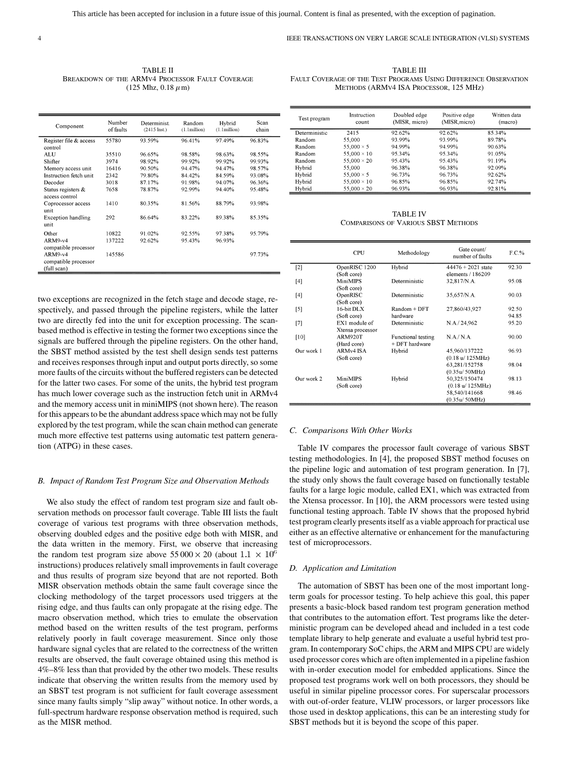TABLE II
BREAKDOWN OF THE ARMv4 PROCESSOR FAULT COVERAGE
(125 Mhz, 0.18 $\mu$m)

| Component | Number of faults | Determinist. (2415 Inst.) | Random (1.1million) | Hybrid (1.1million) | Scan chain |
|---|---|---|---|---|---|
| Register file & access control | 55780 | 93.59% | 96.41% | 97.49% | 96.83% |
| ALU | 35510 | 96.65% | 98.58% | 98.63% | 98.55% |
| Shifter | 3974 | 98.92% | 99.92% | 99.92% | 99.93% |
| Memory access unit | 16416 | 90.50% | 94.47% | 94.47% | 98.57% |
| Instruction fetch unit | 2342 | 79.80% | 84.42% | 84.59% | 93.08% |
| Decoder | 3018 | 87.17% | 91.98% | 94.07% | 96.36% |
| Status registers & access control | 7658 | 78.87% | 92.99% | 94.40% | 95.48% |
| Coprocessor access unit | 1410 | 80.35% | 81.56% | 88.79% | 93.98% |
| Exception handling unit | 292 | 86.64% | 83.22% | 89.38% | 85.35% |
| Other | 10822 | 91.02% | 92.55% | 97.38% | 95.79% |
| ARM9-v4 compatible processor | 137222 | 92.62% | 95.43% | 96.93% | |
| ARM9-v4 compatible processor (full scan) | 145586 | | | | 97.73% |

two exceptions are recognized in the fetch stage and decode stage, respectively, and passed through the pipeline registers, while the latter two are directly fed into the unit for exception processing. The scan-based method is effective in testing the former two exceptions since the signals are buffered through the pipeline registers. On the other hand, the SBST method assisted by the test shell design sends test patterns and receives responses through input and output ports directly, so some more faults of the circuits without the buffered registers can be detected for the latter two cases. For some of the units, the hybrid test program has much lower coverage such as the instruction fetch unit in ARMv4 and the memory access unit in miniMIPS (not shown here). The reason for this appears to be the abundant address space which may not be fully explored by the test program, while the scan chain method can generate much more effective test patterns using automatic test pattern generation (ATPG) in these cases.

### B. Impact of Random Test Program Size and Observation Methods

We also study the effect of random test program size and fault observation methods on processor fault coverage. Table III lists the fault coverage of various test programs with three observation methods, observing doubled edges and the positive edge both with MISR, and the data written in the memory. First, we observe that increasing the random test program size above $55\,000 \times 20$ (about $1.1 \times 10^6$ instructions) produces relatively small improvements in fault coverage and thus results of program size beyond that are not reported. Both MISR observation methods obtain the same fault coverage since the clocking methodology of the target processors used triggers at the rising edge, and thus faults can only propagate at the rising edge. The macro observation method, which tries to emulate the observation method based on the written results of the test program, performs relatively poorly in fault coverage measurement. Since only those hardware signal cycles that are related to the correctness of the written results are observed, the fault coverage obtained using this method is 4%–8% less than that provided by the other two models. These results indicate that observing the written results from the memory used by an SBST test program is not sufficient for fault coverage assessment since many faults simply “slip away” without notice. In other words, a full-spectrum hardware response observation method is required, such as the MISR method.

TABLE III
FAULT COVERAGE OF THE TEST PROGRAMS USING DIFFERENCE OBSERVATION METHODS (ARMv4 ISA PROCESSOR, 125 MHz)

| Test program | Instruction count | Doubled edge (MISR, micro) | Positive edge (MISR,micro) | Written data (macro) |
|---|---|---|---|---|
| Deterministic | 2415 | 92.62% | 92.62% | 85.34% |
| Random | 55,000 | 93.99% | 93.99% | 89.78% |
| Random | 55,000 × 5 | 94.99% | 94.99% | 90.63% |
| Random | 55,000 × 10 | 95.34% | 95.34% | 91.05% |
| Random | 55,000 × 20 | 95.43% | 95.43% | 91.19% |
| Hybrid | 55,000 | 96.38% | 96.38% | 92.09% |
| Hybrid | 55,000 × 5 | 96.73% | 96.73% | 92.62% |
| Hybrid | 55,000 × 10 | 96.85% | 96.85% | 92.74% |
| Hybrid | 55,000 × 20 | 96.93% | 96.93% | 92.81% |

TABLE IV
COMPARISONS OF VARIOUS SBST METHODS

| | CPU | Methodology | Gate count/ number of faults | F.C.% |
|---|---|---|---|---|
| [2] | OpenRISC 1200 (Soft core) | Hybrid | 44476 + 2021 state elements / 186209 | 92.30 |
| [4] | MiniMIPS (Soft core) | Deterministic | 32,817/N.A. | 95.08 |
| [4] | OpenRISC (Soft core) | Deterministic | 35,657/N.A. | 90.03 |
| [5] | 16-bit DLX (Soft core) | Random + DFT hardware | 27,860/43,927 | 92.50 94.85 |
| [7] | EX1 module of Xtensa processor | Deterministic | N.A./ 24,962 | 95.20 |
| [10] | ARM920T (Hard core) | Functional testing + DFT hardware | N.A./ N.A. | 90.00 |
| Our work 1 | ARMv4 ISA (Soft core) | Hybrid | 45,960/137222 (0.18 u/ 125MHz) 63,281/152758 (0.35u/ 50MHz) | 96.93 98.04 |
| Our work 2 | MiniMIPS (Soft core) | Hybrid | 50,325/150474 (0.18 u/ 125MHz) 58,540/141668 (0.35u/ 50MHz) | 98.13 98.46 |

### C. Comparisons With Other Works

Table IV compares the processor fault coverage of various SBST testing methodologies. In [4], the proposed SBST method focuses on the pipeline logic and automation of test program generation. In [7], the study only shows the fault coverage based on functionally testable faults for a large logic module, called EX1, which was extracted from the Xtensa processor. In [10], the ARM processors were tested using functional testing approach. Table IV shows that the proposed hybrid test program clearly presents itself as a viable approach for practical use either as an effective alternative or enhancement for the manufacturing test of microprocessors.

### D. Application and Limitation

The automation of SBST has been one of the most important long-term goals for processor testing. To help achieve this goal, this paper presents a basic-block based random test program generation method that contributes to the automation effort. Test programs like the deterministic program can be developed ahead and included in a test code template library to help generate and evaluate a useful hybrid test program. In contemporary SoC chips, the ARM and MIPS CPU are widely used processor cores which are often implemented in a pipeline fashion with in-order execution model for embedded applications. Since the proposed test programs work well on both processors, they should be useful in similar pipeline processor cores. For superscalar processors with out-of-order feature, VLIW processors, or larger processors like those used in desktop applications, this can be an interesting study for SBST methods but it is beyond the scope of this paper.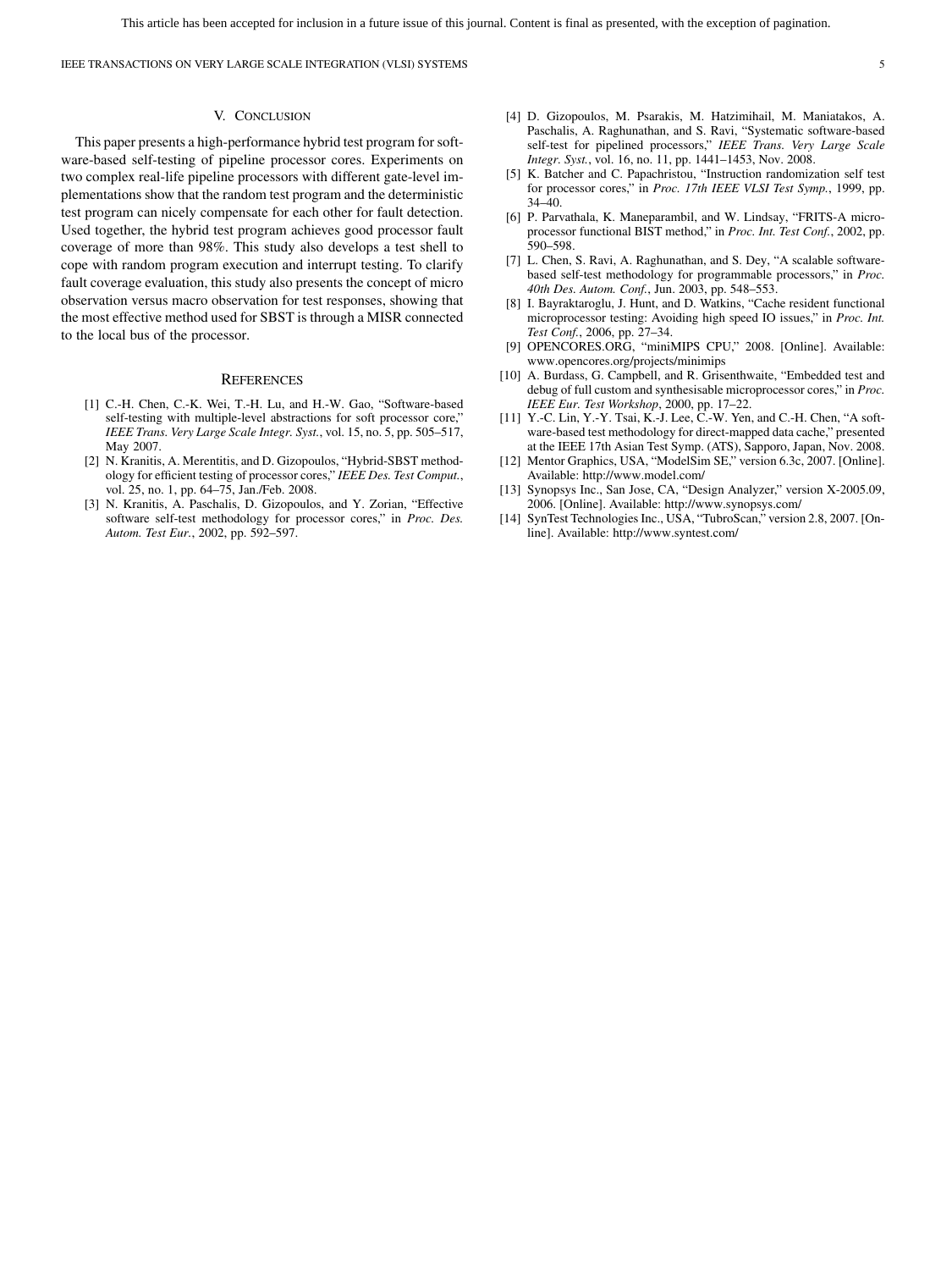## V. Conclusion

This paper presents a high-performance hybrid test program for software-based self-testing of pipeline processor cores. Experiments on two complex real-life pipeline processors with different gate-level implementations show that the random test program and the deterministic test program can nicely compensate for each other for fault detection. Used together, the hybrid test program achieves good processor fault coverage of more than 98%. This study also develops a test shell to cope with random program execution and interrupt testing. To clarify fault coverage evaluation, this study also presents the concept of micro observation versus macro observation for test responses, showing that the most effective method used for SBST is through a MISR connected to the local bus of the processor.

## References

[1] C.-H. Chen, C.-K. Wei, T.-H. Lu, and H.-W. Gao, "Software-based self-testing with multiple-level abstractions for soft processor core," *IEEE Trans. Very Large Scale Integr. Syst.*, vol. 15, no. 5, pp. 505–517, May 2007.

[2] N. Kranitis, A. Merentitis, and D. Gizopoulos, "Hybrid-SBST methodology for efficient testing of processor cores," *IEEE Des. Test Comput.*, vol. 25, no. 1, pp. 64–75, Jan./Feb. 2008.

[3] N. Kranitis, A. Paschalis, D. Gizopoulos, and Y. Zorian, "Effective software self-test methodology for processor cores," in *Proc. Des. Autom. Test Eur.*, 2002, pp. 592–597.

[4] D. Gizopoulos, M. Psarakis, M. Hatzimihail, M. Maniatakos, A. Paschalis, A. Raghunathan, and S. Ravi, "Systematic software-based self-test for pipelined processors," *IEEE Trans. Very Large Scale Integr. Syst.*, vol. 16, no. 11, pp. 1441–1453, Nov. 2008.

[5] K. Batcher and C. Papachristou, "Instruction randomization self test for processor cores," in *Proc. 17th IEEE VLSI Test Symp.*, 1999, pp. 34–40.

[6] P. Parvathala, K. Maneparambil, and W. Lindsay, "FRITS-A microprocessor functional BIST method," in *Proc. Int. Test Conf.*, 2002, pp. 590–598.

[7] L. Chen, S. Ravi, A. Raghunathan, and S. Dey, "A scalable software-based self-test methodology for programmable processors," in *Proc. 40th Des. Autom. Conf.*, Jun. 2003, pp. 548–553.

[8] I. Bayraktaroglu, J. Hunt, and D. Watkins, "Cache resident functional microprocessor testing: Avoiding high speed IO issues," in *Proc. Int. Test Conf.*, 2006, pp. 27–34.

[9] OPENCORES.ORG, "miniMIPS CPU," 2008. [Online]. Available: www.opencores.org/projects/minimips

[10] A. Burdass, G. Campbell, and R. Grisenthwaite, "Embedded test and debug of full custom and synthesisable microprocessor cores," in *Proc. IEEE Eur. Test Workshop*, 2000, pp. 17–22.

[11] Y.-C. Lin, Y.-Y. Tsai, K.-J. Lee, C.-W. Yen, and C.-H. Chen, "A software-based test methodology for direct-mapped data cache," presented at the IEEE 17th Asian Test Symp. (ATS), Sapporo, Japan, Nov. 2008.

[12] Mentor Graphics, USA, "ModelSim SE," version 6.3c, 2007. [Online]. Available: http://www.model.com/

[13] Synopsys Inc., San Jose, CA, "Design Analyzer," version X-2005.09, 2006. [Online]. Available: http://www.synopsys.com/

[14] SynTest Technologies Inc., USA, "TubroScan," version 2.8, 2007. [Online]. Available: http://www.syntest.com/